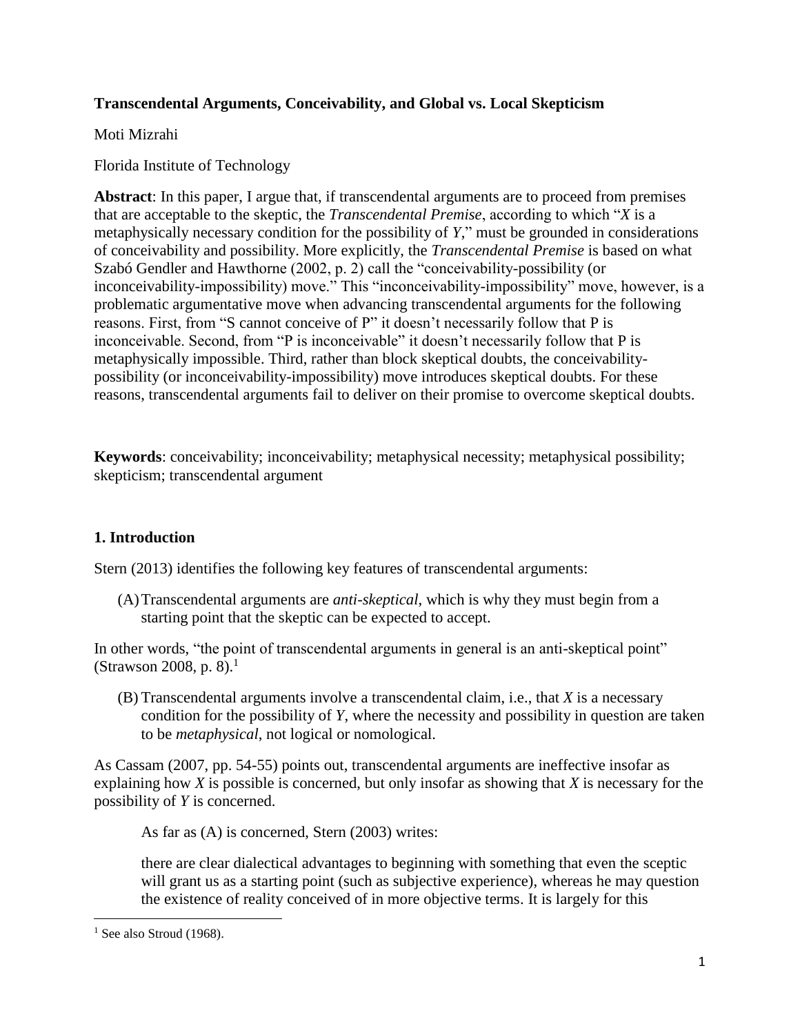**Transcendental Arguments, Conceivability, and Global vs. Local Skepticism**

Moti Mizrahi

Florida Institute of Technology

**Abstract**: In this paper, I argue that, if transcendental arguments are to proceed from premises that are acceptable to the skeptic, the *Transcendental Premise*, according to which "*X* is a metaphysically necessary condition for the possibility of *Y*," must be grounded in considerations of conceivability and possibility. More explicitly, the *Transcendental Premise* is based on what Szabó Gendler and Hawthorne (2002, p. 2) call the "conceivability-possibility (or inconceivability-impossibility) move." This "inconceivability-impossibility" move, however, is a problematic argumentative move when advancing transcendental arguments for the following reasons. First, from "S cannot conceive of P" it doesn't necessarily follow that P is inconceivable. Second, from "P is inconceivable" it doesn't necessarily follow that P is metaphysically impossible. Third, rather than block skeptical doubts, the conceivability-possibility (or inconceivability-impossibility) move introduces skeptical doubts. For these reasons, transcendental arguments fail to deliver on their promise to overcome skeptical doubts.

**Keywords**: conceivability; inconceivability; metaphysical necessity; metaphysical possibility; skepticism; transcendental argument

## 1. Introduction

Stern (2013) identifies the following key features of transcendental arguments:

(A) Transcendental arguments are *anti-skeptical*, which is why they must begin from a starting point that the skeptic can be expected to accept.

In other words, "the point of transcendental arguments in general is an anti-skeptical point" (Strawson 2008, p. 8).[1]

(B) Transcendental arguments involve a transcendental claim, i.e., that *X* is a necessary condition for the possibility of *Y*, where the necessity and possibility in question are taken to be *metaphysical*, not logical or nomological.

As Cassam (2007, pp. 54-55) points out, transcendental arguments are ineffective insofar as explaining how *X* is possible is concerned, but only insofar as showing that *X* is necessary for the possibility of *Y* is concerned.

As far as (A) is concerned, Stern (2003) writes:

> there are clear dialectical advantages to beginning with something that even the sceptic will grant us as a starting point (such as subjective experience), whereas he may question the existence of reality conceived of in more objective terms. It is largely for this

[1] See also Stroud (1968).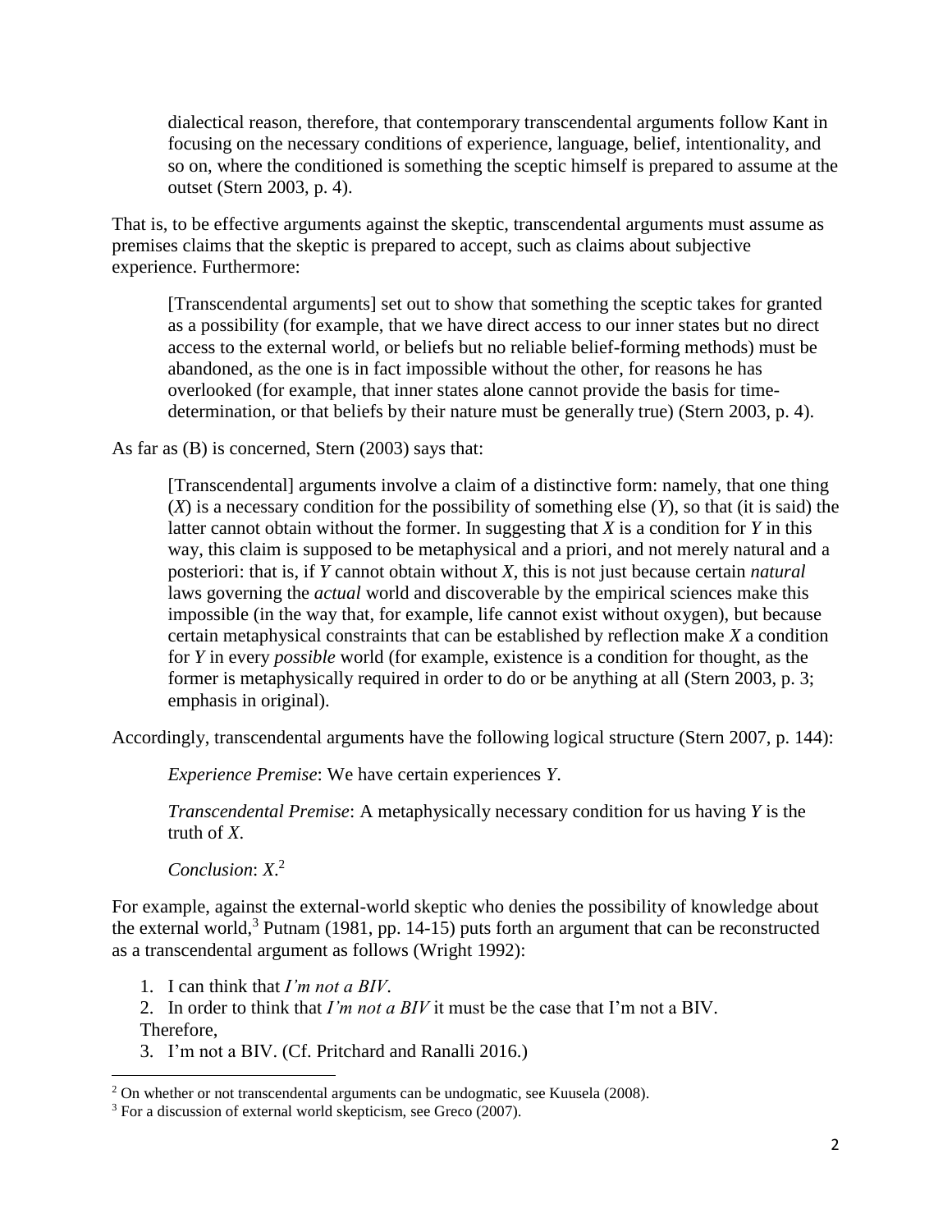> dialectical reason, therefore, that contemporary transcendental arguments follow Kant in focusing on the necessary conditions of experience, language, belief, intentionality, and so on, where the conditioned is something the sceptic himself is prepared to assume at the outset (Stern 2003, p. 4).

That is, to be effective arguments against the skeptic, transcendental arguments must assume as premises claims that the skeptic is prepared to accept, such as claims about subjective experience. Furthermore:

> [Transcendental arguments] set out to show that something the sceptic takes for granted as a possibility (for example, that we have direct access to our inner states but no direct access to the external world, or beliefs but no reliable belief-forming methods) must be abandoned, as the one is in fact impossible without the other, for reasons he has overlooked (for example, that inner states alone cannot provide the basis for time-determination, or that beliefs by their nature must be generally true) (Stern 2003, p. 4).

As far as (B) is concerned, Stern (2003) says that:

> [Transcendental] arguments involve a claim of a distinctive form: namely, that one thing (*X*) is a necessary condition for the possibility of something else (*Y*), so that (it is said) the latter cannot obtain without the former. In suggesting that *X* is a condition for *Y* in this way, this claim is supposed to be metaphysical and a priori, and not merely natural and a posteriori: that is, if *Y* cannot obtain without *X*, this is not just because certain *natural* laws governing the *actual* world and discoverable by the empirical sciences make this impossible (in the way that, for example, life cannot exist without oxygen), but because certain metaphysical constraints that can be established by reflection make *X* a condition for *Y* in every *possible* world (for example, existence is a condition for thought, as the former is metaphysically required in order to do or be anything at all (Stern 2003, p. 3; emphasis in original).

Accordingly, transcendental arguments have the following logical structure (Stern 2007, p. 144):

> *Experience Premise*: We have certain experiences *Y*.
>
> *Transcendental Premise*: A metaphysically necessary condition for us having *Y* is the truth of *X*.
>
> *Conclusion*: *X*.[2]

For example, against the external-world skeptic who denies the possibility of knowledge about the external world,[3] Putnam (1981, pp. 14-15) puts forth an argument that can be reconstructed as a transcendental argument as follows (Wright 1992):

1. I can think that *I'm not a BIV*.
2. In order to think that *I'm not a BIV* it must be the case that I'm not a BIV.

Therefore,

3. I'm not a BIV. (Cf. Pritchard and Ranalli 2016.)

---

[2] On whether or not transcendental arguments can be undogmatic, see Kuusela (2008).

[3] For a discussion of external world skepticism, see Greco (2007).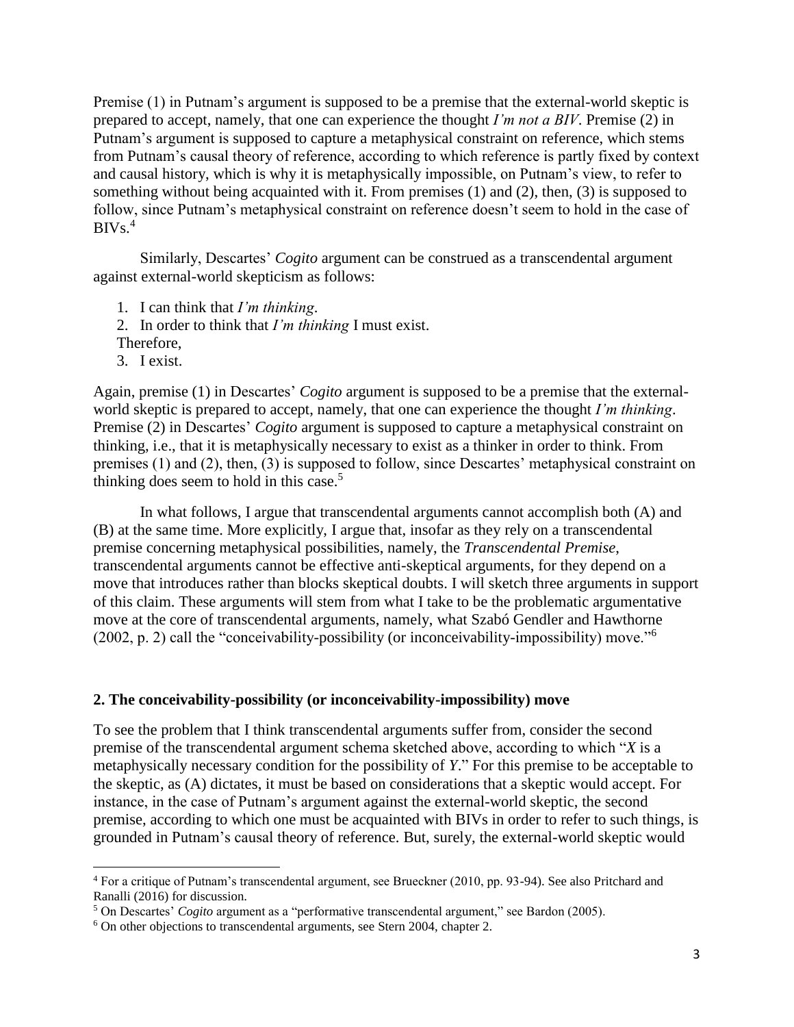Premise (1) in Putnam's argument is supposed to be a premise that the external-world skeptic is prepared to accept, namely, that one can experience the thought *I'm not a BIV*. Premise (2) in Putnam's argument is supposed to capture a metaphysical constraint on reference, which stems from Putnam's causal theory of reference, according to which reference is partly fixed by context and causal history, which is why it is metaphysically impossible, on Putnam's view, to refer to something without being acquainted with it. From premises (1) and (2), then, (3) is supposed to follow, since Putnam's metaphysical constraint on reference doesn't seem to hold in the case of BIVs.[4]

Similarly, Descartes' *Cogito* argument can be construed as a transcendental argument against external-world skepticism as follows:

1. I can think that *I'm thinking*.
2. In order to think that *I'm thinking* I must exist.

Therefore,

3. I exist.

Again, premise (1) in Descartes' *Cogito* argument is supposed to be a premise that the external-world skeptic is prepared to accept, namely, that one can experience the thought *I'm thinking*. Premise (2) in Descartes' *Cogito* argument is supposed to capture a metaphysical constraint on thinking, i.e., that it is metaphysically necessary to exist as a thinker in order to think. From premises (1) and (2), then, (3) is supposed to follow, since Descartes' metaphysical constraint on thinking does seem to hold in this case.[5]

In what follows, I argue that transcendental arguments cannot accomplish both (A) and (B) at the same time. More explicitly, I argue that, insofar as they rely on a transcendental premise concerning metaphysical possibilities, namely, the *Transcendental Premise*, transcendental arguments cannot be effective anti-skeptical arguments, for they depend on a move that introduces rather than blocks skeptical doubts. I will sketch three arguments in support of this claim. These arguments will stem from what I take to be the problematic argumentative move at the core of transcendental arguments, namely, what Szabó Gendler and Hawthorne (2002, p. 2) call the "conceivability-possibility (or inconceivability-impossibility) move."[6]

## 2. The conceivability-possibility (or inconceivability-impossibility) move

To see the problem that I think transcendental arguments suffer from, consider the second premise of the transcendental argument schema sketched above, according to which "*X* is a metaphysically necessary condition for the possibility of *Y*." For this premise to be acceptable to the skeptic, as (A) dictates, it must be based on considerations that a skeptic would accept. For instance, in the case of Putnam's argument against the external-world skeptic, the second premise, according to which one must be acquainted with BIVs in order to refer to such things, is grounded in Putnam's causal theory of reference. But, surely, the external-world skeptic would

---

[4] For a critique of Putnam's transcendental argument, see Brueckner (2010, pp. 93-94). See also Pritchard and Ranalli (2016) for discussion.

[5] On Descartes' *Cogito* argument as a "performative transcendental argument," see Bardon (2005).

[6] On other objections to transcendental arguments, see Stern 2004, chapter 2.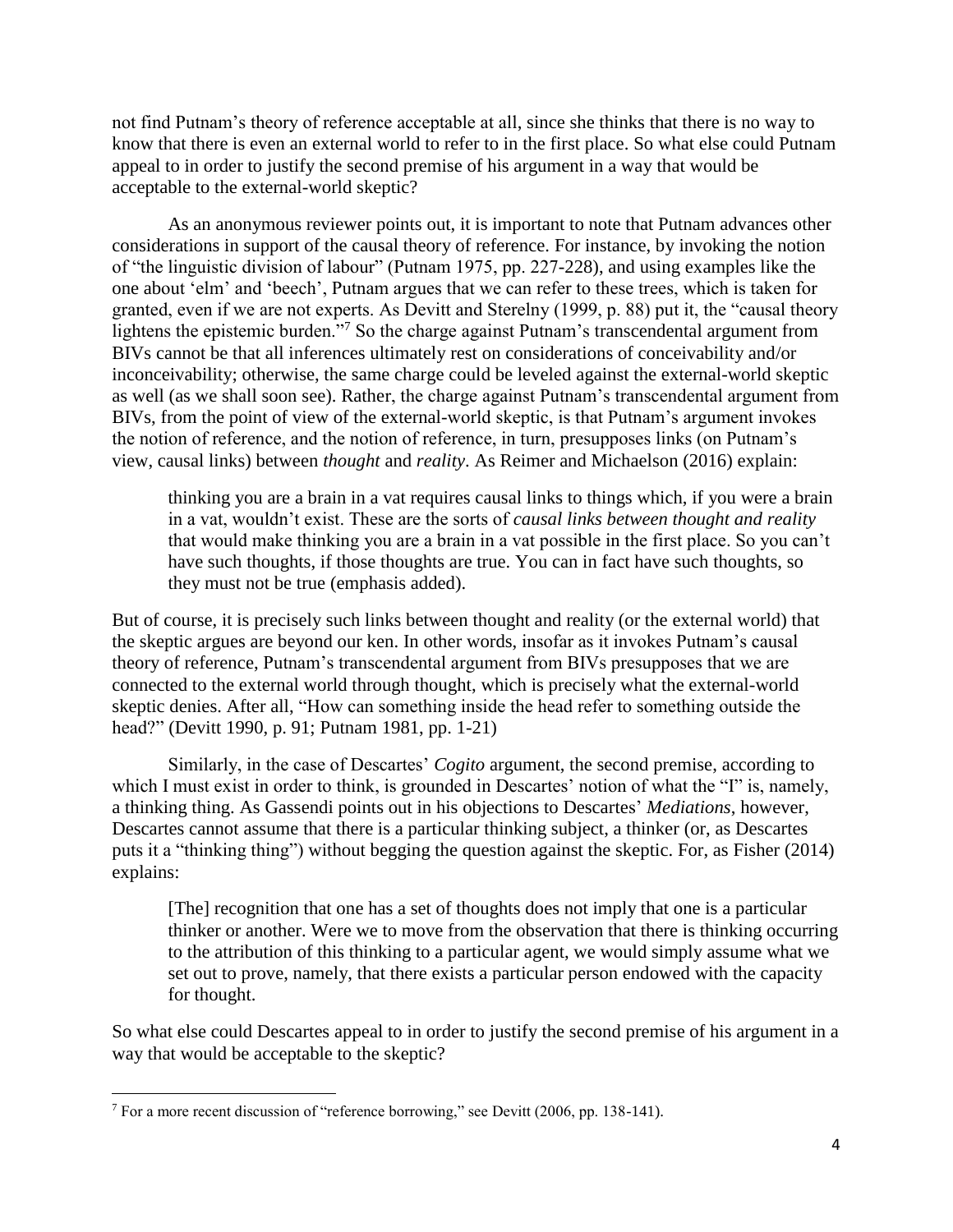not find Putnam's theory of reference acceptable at all, since she thinks that there is no way to know that there is even an external world to refer to in the first place. So what else could Putnam appeal to in order to justify the second premise of his argument in a way that would be acceptable to the external-world skeptic?

As an anonymous reviewer points out, it is important to note that Putnam advances other considerations in support of the causal theory of reference. For instance, by invoking the notion of "the linguistic division of labour" (Putnam 1975, pp. 227-228), and using examples like the one about 'elm' and 'beech', Putnam argues that we can refer to these trees, which is taken for granted, even if we are not experts. As Devitt and Sterelny (1999, p. 88) put it, the "causal theory lightens the epistemic burden."[7] So the charge against Putnam's transcendental argument from BIVs cannot be that all inferences ultimately rest on considerations of conceivability and/or inconceivability; otherwise, the same charge could be leveled against the external-world skeptic as well (as we shall soon see). Rather, the charge against Putnam's transcendental argument from BIVs, from the point of view of the external-world skeptic, is that Putnam's argument invokes the notion of reference, and the notion of reference, in turn, presupposes links (on Putnam's view, causal links) between *thought* and *reality*. As Reimer and Michaelson (2016) explain:

> thinking you are a brain in a vat requires causal links to things which, if you were a brain in a vat, wouldn't exist. These are the sorts of *causal links between thought and reality* that would make thinking you are a brain in a vat possible in the first place. So you can't have such thoughts, if those thoughts are true. You can in fact have such thoughts, so they must not be true (emphasis added).

But of course, it is precisely such links between thought and reality (or the external world) that the skeptic argues are beyond our ken. In other words, insofar as it invokes Putnam's causal theory of reference, Putnam's transcendental argument from BIVs presupposes that we are connected to the external world through thought, which is precisely what the external-world skeptic denies. After all, "How can something inside the head refer to something outside the head?" (Devitt 1990, p. 91; Putnam 1981, pp. 1-21)

Similarly, in the case of Descartes' *Cogito* argument, the second premise, according to which I must exist in order to think, is grounded in Descartes' notion of what the "I" is, namely, a thinking thing. As Gassendi points out in his objections to Descartes' *Mediations*, however, Descartes cannot assume that there is a particular thinking subject, a thinker (or, as Descartes puts it a "thinking thing") without begging the question against the skeptic. For, as Fisher (2014) explains:

> [The] recognition that one has a set of thoughts does not imply that one is a particular thinker or another. Were we to move from the observation that there is thinking occurring to the attribution of this thinking to a particular agent, we would simply assume what we set out to prove, namely, that there exists a particular person endowed with the capacity for thought.

So what else could Descartes appeal to in order to justify the second premise of his argument in a way that would be acceptable to the skeptic?

---

[7] For a more recent discussion of "reference borrowing," see Devitt (2006, pp. 138-141).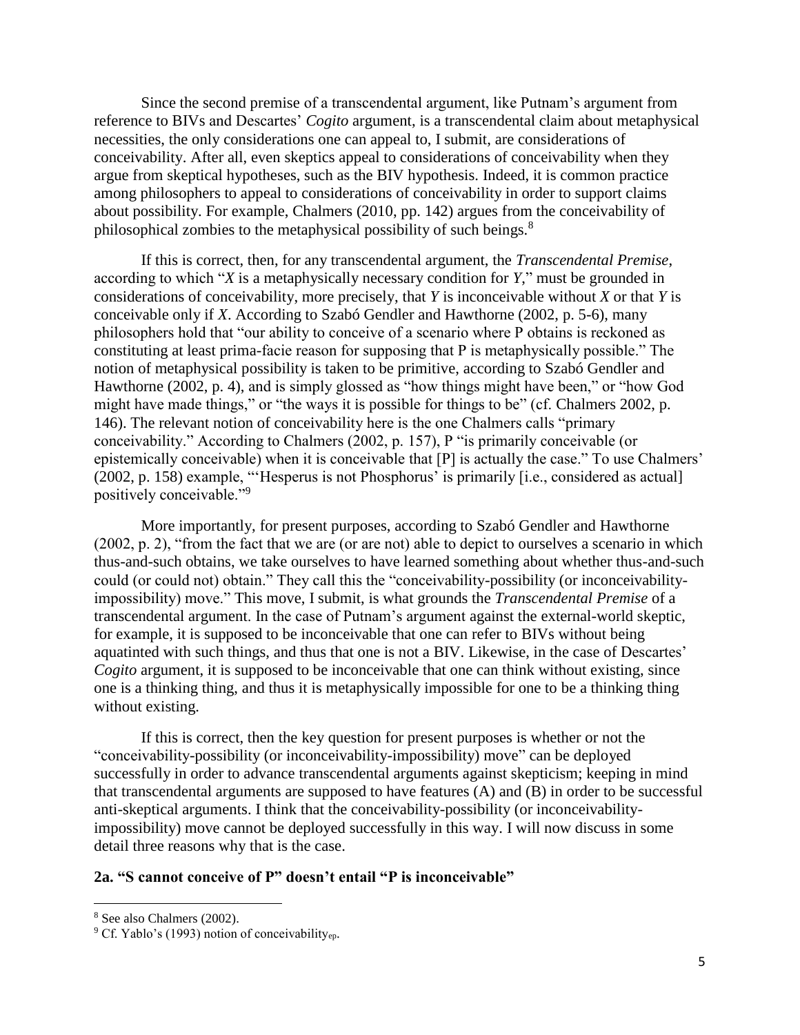Since the second premise of a transcendental argument, like Putnam's argument from reference to BIVs and Descartes' *Cogito* argument, is a transcendental claim about metaphysical necessities, the only considerations one can appeal to, I submit, are considerations of conceivability. After all, even skeptics appeal to considerations of conceivability when they argue from skeptical hypotheses, such as the BIV hypothesis. Indeed, it is common practice among philosophers to appeal to considerations of conceivability in order to support claims about possibility. For example, Chalmers (2010, pp. 142) argues from the conceivability of philosophical zombies to the metaphysical possibility of such beings.[8]

If this is correct, then, for any transcendental argument, the *Transcendental Premise*, according to which "*X* is a metaphysically necessary condition for *Y*," must be grounded in considerations of conceivability, more precisely, that *Y* is inconceivable without *X* or that *Y* is conceivable only if *X*. According to Szabó Gendler and Hawthorne (2002, p. 5-6), many philosophers hold that "our ability to conceive of a scenario where P obtains is reckoned as constituting at least prima-facie reason for supposing that P is metaphysically possible." The notion of metaphysical possibility is taken to be primitive, according to Szabó Gendler and Hawthorne (2002, p. 4), and is simply glossed as "how things might have been," or "how God might have made things," or "the ways it is possible for things to be" (cf. Chalmers 2002, p. 146). The relevant notion of conceivability here is the one Chalmers calls "primary conceivability." According to Chalmers (2002, p. 157), P "is primarily conceivable (or epistemically conceivable) when it is conceivable that [P] is actually the case." To use Chalmers' (2002, p. 158) example, "'Hesperus is not Phosphorus' is primarily [i.e., considered as actual] positively conceivable."[9]

More importantly, for present purposes, according to Szabó Gendler and Hawthorne (2002, p. 2), "from the fact that we are (or are not) able to depict to ourselves a scenario in which thus-and-such obtains, we take ourselves to have learned something about whether thus-and-such could (or could not) obtain." They call this the "conceivability-possibility (or inconceivability-impossibility) move." This move, I submit, is what grounds the *Transcendental Premise* of a transcendental argument. In the case of Putnam's argument against the external-world skeptic, for example, it is supposed to be inconceivable that one can refer to BIVs without being aquatinted with such things, and thus that one is not a BIV. Likewise, in the case of Descartes' *Cogito* argument, it is supposed to be inconceivable that one can think without existing, since one is a thinking thing, and thus it is metaphysically impossible for one to be a thinking thing without existing.

If this is correct, then the key question for present purposes is whether or not the "conceivability-possibility (or inconceivability-impossibility) move" can be deployed successfully in order to advance transcendental arguments against skepticism; keeping in mind that transcendental arguments are supposed to have features (A) and (B) in order to be successful anti-skeptical arguments. I think that the conceivability-possibility (or inconceivability-impossibility) move cannot be deployed successfully in this way. I will now discuss in some detail three reasons why that is the case.

## 2a. "S cannot conceive of P" doesn't entail "P is inconceivable"

---

[8] See also Chalmers (2002).

[9] Cf. Yablo's (1993) notion of conceivability$_{ep}$.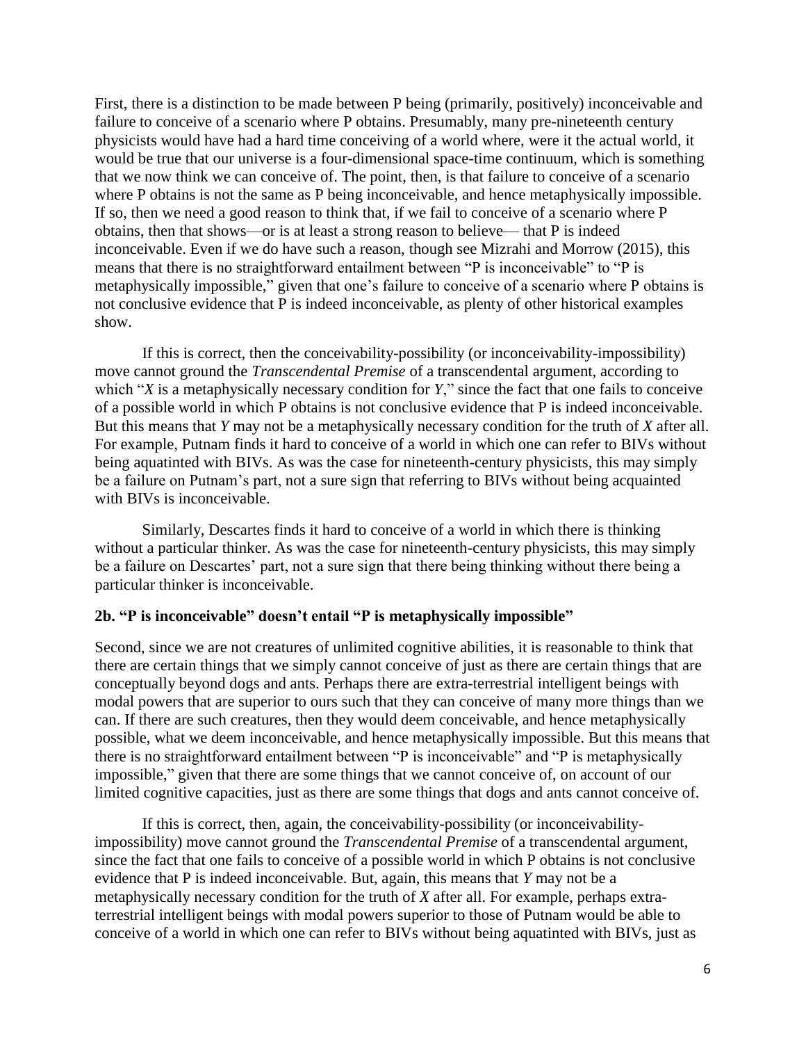First, there is a distinction to be made between P being (primarily, positively) inconceivable and failure to conceive of a scenario where P obtains. Presumably, many pre-nineteenth century physicists would have had a hard time conceiving of a world where, were it the actual world, it would be true that our universe is a four-dimensional space-time continuum, which is something that we now think we can conceive of. The point, then, is that failure to conceive of a scenario where P obtains is not the same as P being inconceivable, and hence metaphysically impossible. If so, then we need a good reason to think that, if we fail to conceive of a scenario where P obtains, then that shows—or is at least a strong reason to believe— that P is indeed inconceivable. Even if we do have such a reason, though see Mizrahi and Morrow (2015), this means that there is no straightforward entailment between "P is inconceivable" to "P is metaphysically impossible," given that one's failure to conceive of a scenario where P obtains is not conclusive evidence that P is indeed inconceivable, as plenty of other historical examples show.

If this is correct, then the conceivability-possibility (or inconceivability-impossibility) move cannot ground the *Transcendental Premise* of a transcendental argument, according to which "*X* is a metaphysically necessary condition for *Y*," since the fact that one fails to conceive of a possible world in which P obtains is not conclusive evidence that P is indeed inconceivable. But this means that *Y* may not be a metaphysically necessary condition for the truth of *X* after all. For example, Putnam finds it hard to conceive of a world in which one can refer to BIVs without being aquatinted with BIVs. As was the case for nineteenth-century physicists, this may simply be a failure on Putnam's part, not a sure sign that referring to BIVs without being acquainted with BIVs is inconceivable.

Similarly, Descartes finds it hard to conceive of a world in which there is thinking without a particular thinker. As was the case for nineteenth-century physicists, this may simply be a failure on Descartes' part, not a sure sign that there being thinking without there being a particular thinker is inconceivable.

### 2b. "P is inconceivable" doesn't entail "P is metaphysically impossible"

Second, since we are not creatures of unlimited cognitive abilities, it is reasonable to think that there are certain things that we simply cannot conceive of just as there are certain things that are conceptually beyond dogs and ants. Perhaps there are extra-terrestrial intelligent beings with modal powers that are superior to ours such that they can conceive of many more things than we can. If there are such creatures, then they would deem conceivable, and hence metaphysically possible, what we deem inconceivable, and hence metaphysically impossible. But this means that there is no straightforward entailment between "P is inconceivable" and "P is metaphysically impossible," given that there are some things that we cannot conceive of, on account of our limited cognitive capacities, just as there are some things that dogs and ants cannot conceive of.

If this is correct, then, again, the conceivability-possibility (or inconceivability-impossibility) move cannot ground the *Transcendental Premise* of a transcendental argument, since the fact that one fails to conceive of a possible world in which P obtains is not conclusive evidence that P is indeed inconceivable. But, again, this means that *Y* may not be a metaphysically necessary condition for the truth of *X* after all. For example, perhaps extra-terrestrial intelligent beings with modal powers superior to those of Putnam would be able to conceive of a world in which one can refer to BIVs without being aquatinted with BIVs, just as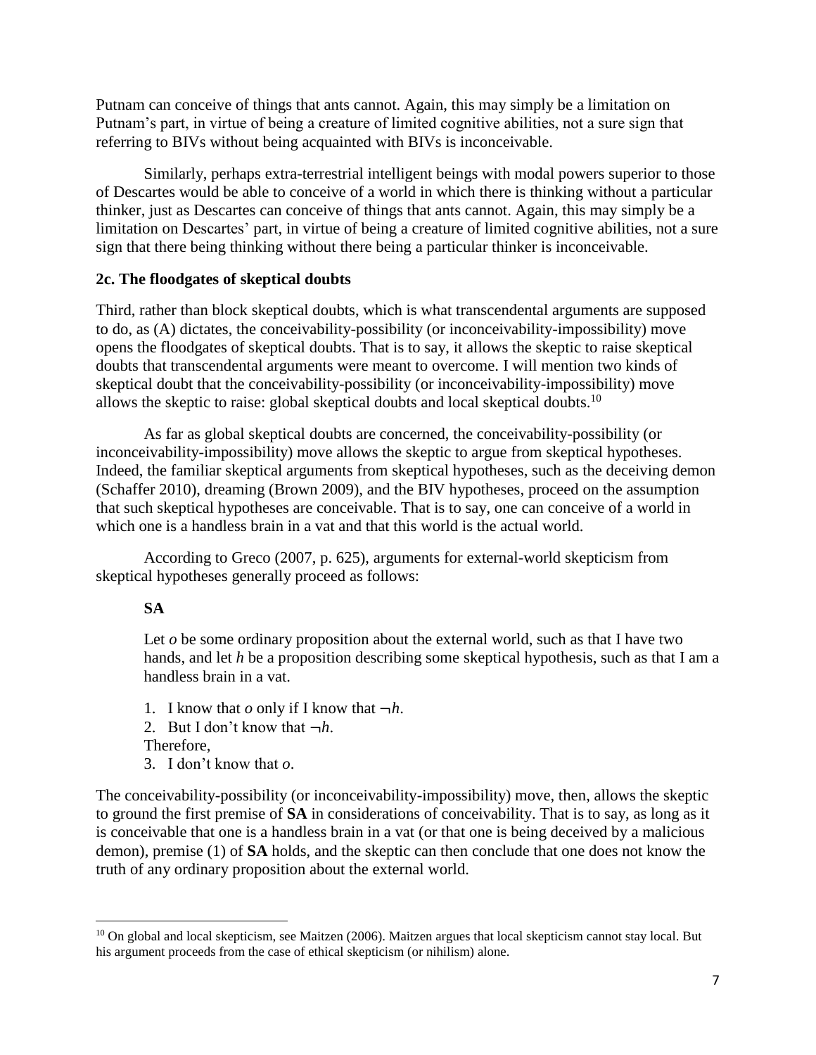Putnam can conceive of things that ants cannot. Again, this may simply be a limitation on Putnam's part, in virtue of being a creature of limited cognitive abilities, not a sure sign that referring to BIVs without being acquainted with BIVs is inconceivable.

Similarly, perhaps extra-terrestrial intelligent beings with modal powers superior to those of Descartes would be able to conceive of a world in which there is thinking without a particular thinker, just as Descartes can conceive of things that ants cannot. Again, this may simply be a limitation on Descartes' part, in virtue of being a creature of limited cognitive abilities, not a sure sign that there being thinking without there being a particular thinker is inconceivable.

### 2c. The floodgates of skeptical doubts

Third, rather than block skeptical doubts, which is what transcendental arguments are supposed to do, as (A) dictates, the conceivability-possibility (or inconceivability-impossibility) move opens the floodgates of skeptical doubts. That is to say, it allows the skeptic to raise skeptical doubts that transcendental arguments were meant to overcome. I will mention two kinds of skeptical doubt that the conceivability-possibility (or inconceivability-impossibility) move allows the skeptic to raise: global skeptical doubts and local skeptical doubts.[10]

As far as global skeptical doubts are concerned, the conceivability-possibility (or inconceivability-impossibility) move allows the skeptic to argue from skeptical hypotheses. Indeed, the familiar skeptical arguments from skeptical hypotheses, such as the deceiving demon (Schaffer 2010), dreaming (Brown 2009), and the BIV hypotheses, proceed on the assumption that such skeptical hypotheses are conceivable. That is to say, one can conceive of a world in which one is a handless brain in a vat and that this world is the actual world.

According to Greco (2007, p. 625), arguments for external-world skepticism from skeptical hypotheses generally proceed as follows:

> **SA**
>
> Let *o* be some ordinary proposition about the external world, such as that I have two hands, and let *h* be a proposition describing some skeptical hypothesis, such as that I am a handless brain in a vat.
>
> 1. I know that *o* only if I know that $\neg h$.
> 2. But I don't know that $\neg h$.
>
> Therefore,
>
> 3. I don't know that *o*.

The conceivability-possibility (or inconceivability-impossibility) move, then, allows the skeptic to ground the first premise of **SA** in considerations of conceivability. That is to say, as long as it is conceivable that one is a handless brain in a vat (or that one is being deceived by a malicious demon), premise (1) of **SA** holds, and the skeptic can then conclude that one does not know the truth of any ordinary proposition about the external world.

---

[10] On global and local skepticism, see Maitzen (2006). Maitzen argues that local skepticism cannot stay local. But his argument proceeds from the case of ethical skepticism (or nihilism) alone.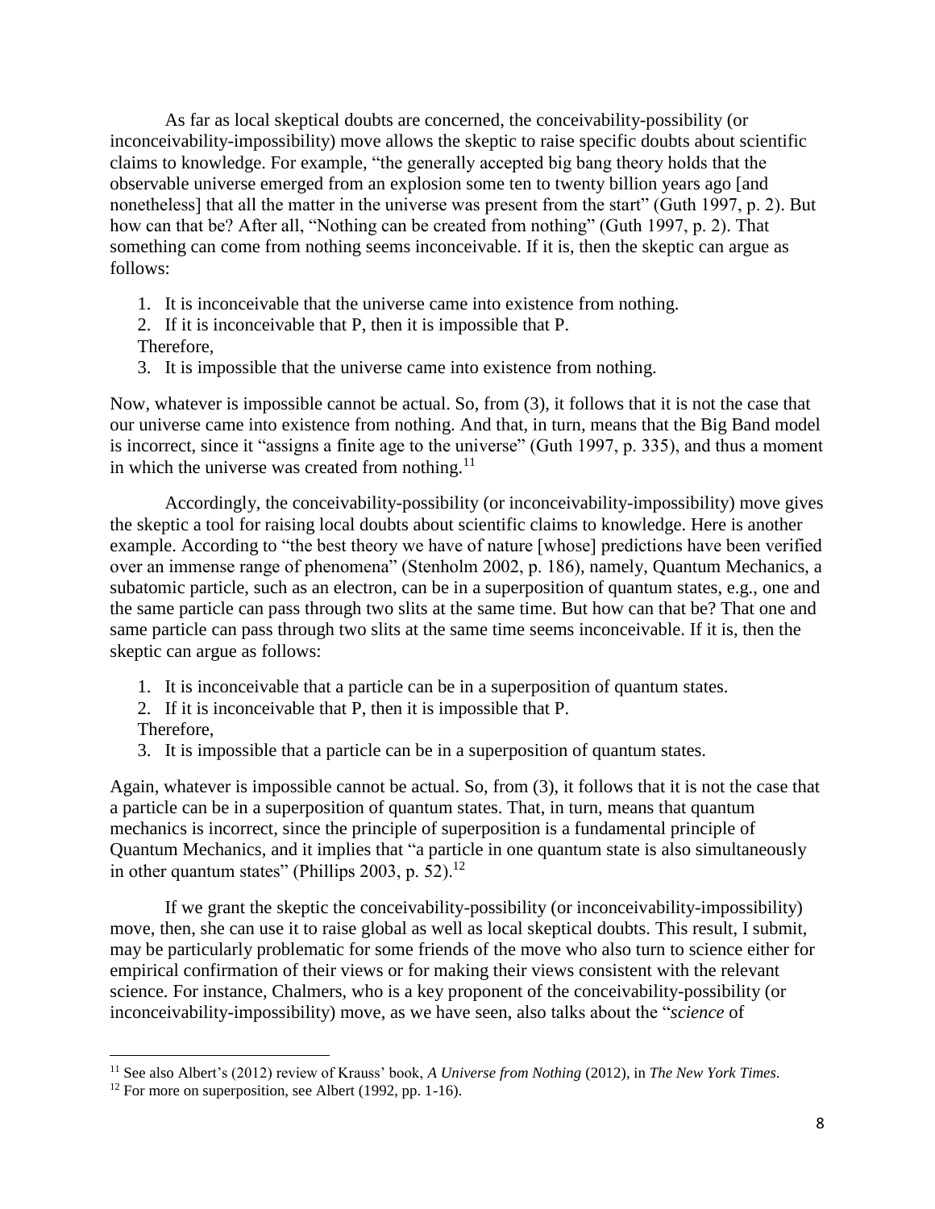As far as local skeptical doubts are concerned, the conceivability-possibility (or inconceivability-impossibility) move allows the skeptic to raise specific doubts about scientific claims to knowledge. For example, "the generally accepted big bang theory holds that the observable universe emerged from an explosion some ten to twenty billion years ago [and nonetheless] that all the matter in the universe was present from the start" (Guth 1997, p. 2). But how can that be? After all, "Nothing can be created from nothing" (Guth 1997, p. 2). That something can come from nothing seems inconceivable. If it is, then the skeptic can argue as follows:

1. It is inconceivable that the universe came into existence from nothing.
2. If it is inconceivable that P, then it is impossible that P.

Therefore,

3. It is impossible that the universe came into existence from nothing.

Now, whatever is impossible cannot be actual. So, from (3), it follows that it is not the case that our universe came into existence from nothing. And that, in turn, means that the Big Band model is incorrect, since it "assigns a finite age to the universe" (Guth 1997, p. 335), and thus a moment in which the universe was created from nothing.[11]

Accordingly, the conceivability-possibility (or inconceivability-impossibility) move gives the skeptic a tool for raising local doubts about scientific claims to knowledge. Here is another example. According to "the best theory we have of nature [whose] predictions have been verified over an immense range of phenomena" (Stenholm 2002, p. 186), namely, Quantum Mechanics, a subatomic particle, such as an electron, can be in a superposition of quantum states, e.g., one and the same particle can pass through two slits at the same time. But how can that be? That one and same particle can pass through two slits at the same time seems inconceivable. If it is, then the skeptic can argue as follows:

1. It is inconceivable that a particle can be in a superposition of quantum states.
2. If it is inconceivable that P, then it is impossible that P.

Therefore,

3. It is impossible that a particle can be in a superposition of quantum states.

Again, whatever is impossible cannot be actual. So, from (3), it follows that it is not the case that a particle can be in a superposition of quantum states. That, in turn, means that quantum mechanics is incorrect, since the principle of superposition is a fundamental principle of Quantum Mechanics, and it implies that "a particle in one quantum state is also simultaneously in other quantum states" (Phillips 2003, p. 52).[12]

If we grant the skeptic the conceivability-possibility (or inconceivability-impossibility) move, then, she can use it to raise global as well as local skeptical doubts. This result, I submit, may be particularly problematic for some friends of the move who also turn to science either for empirical confirmation of their views or for making their views consistent with the relevant science. For instance, Chalmers, who is a key proponent of the conceivability-possibility (or inconceivability-impossibility) move, as we have seen, also talks about the "*science* of

---

[11] See also Albert's (2012) review of Krauss' book, *A Universe from Nothing* (2012), in *The New York Times*.

[12] For more on superposition, see Albert (1992, pp. 1-16).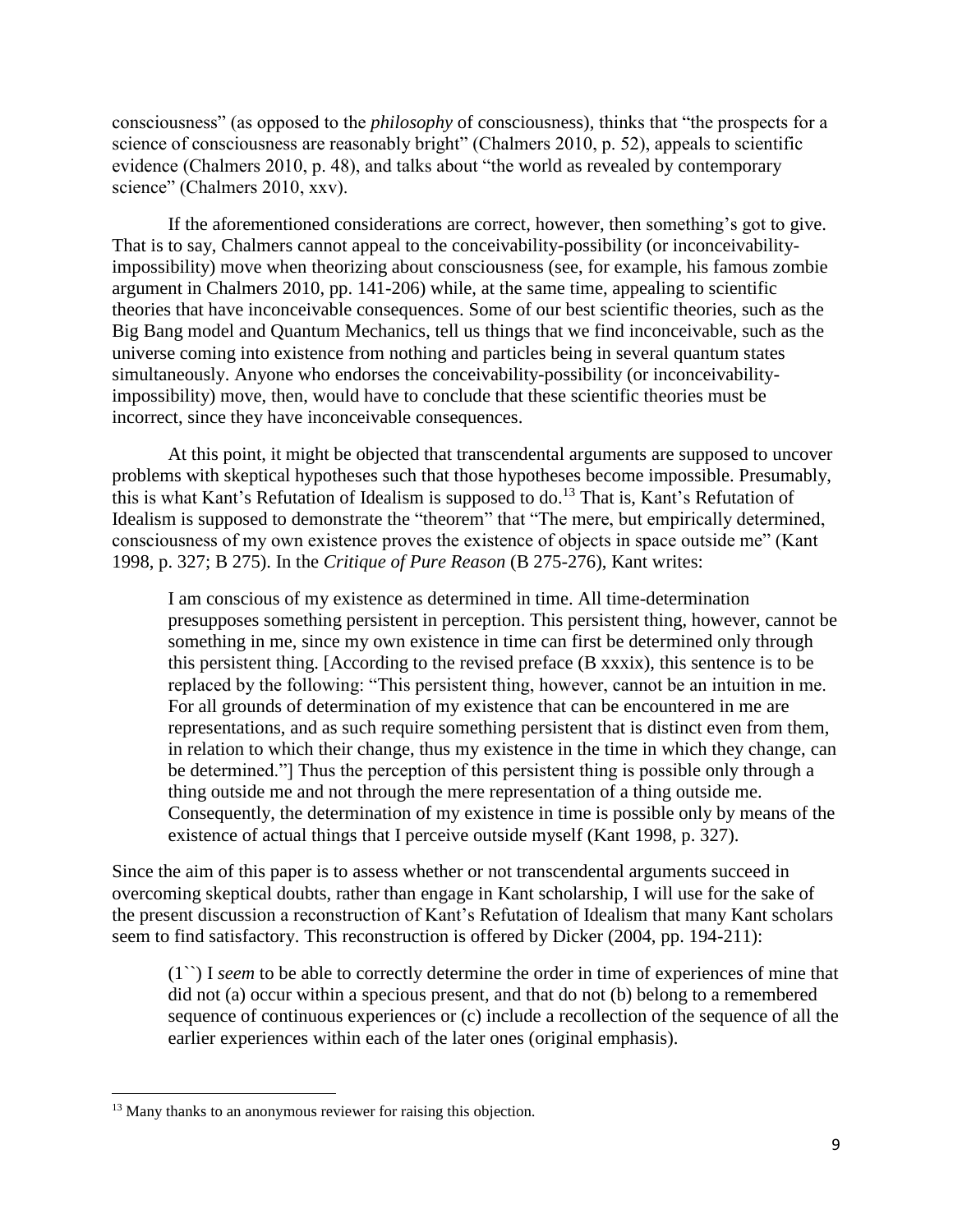consciousness" (as opposed to the *philosophy* of consciousness), thinks that "the prospects for a science of consciousness are reasonably bright" (Chalmers 2010, p. 52), appeals to scientific evidence (Chalmers 2010, p. 48), and talks about "the world as revealed by contemporary science" (Chalmers 2010, xxv).

If the aforementioned considerations are correct, however, then something's got to give. That is to say, Chalmers cannot appeal to the conceivability-possibility (or inconceivability-impossibility) move when theorizing about consciousness (see, for example, his famous zombie argument in Chalmers 2010, pp. 141-206) while, at the same time, appealing to scientific theories that have inconceivable consequences. Some of our best scientific theories, such as the Big Bang model and Quantum Mechanics, tell us things that we find inconceivable, such as the universe coming into existence from nothing and particles being in several quantum states simultaneously. Anyone who endorses the conceivability-possibility (or inconceivability-impossibility) move, then, would have to conclude that these scientific theories must be incorrect, since they have inconceivable consequences.

At this point, it might be objected that transcendental arguments are supposed to uncover problems with skeptical hypotheses such that those hypotheses become impossible. Presumably, this is what Kant's Refutation of Idealism is supposed to do.[13] That is, Kant's Refutation of Idealism is supposed to demonstrate the "theorem" that "The mere, but empirically determined, consciousness of my own existence proves the existence of objects in space outside me" (Kant 1998, p. 327; B 275). In the *Critique of Pure Reason* (B 275-276), Kant writes:

> I am conscious of my existence as determined in time. All time-determination presupposes something persistent in perception. This persistent thing, however, cannot be something in me, since my own existence in time can first be determined only through this persistent thing. [According to the revised preface (B xxxix), this sentence is to be replaced by the following: "This persistent thing, however, cannot be an intuition in me. For all grounds of determination of my existence that can be encountered in me are representations, and as such require something persistent that is distinct even from them, in relation to which their change, thus my existence in the time in which they change, can be determined."] Thus the perception of this persistent thing is possible only through a thing outside me and not through the mere representation of a thing outside me. Consequently, the determination of my existence in time is possible only by means of the existence of actual things that I perceive outside myself (Kant 1998, p. 327).

Since the aim of this paper is to assess whether or not transcendental arguments succeed in overcoming skeptical doubts, rather than engage in Kant scholarship, I will use for the sake of the present discussion a reconstruction of Kant's Refutation of Idealism that many Kant scholars seem to find satisfactory. This reconstruction is offered by Dicker (2004, pp. 194-211):

> (1``) I *seem* to be able to correctly determine the order in time of experiences of mine that did not (a) occur within a specious present, and that do not (b) belong to a remembered sequence of continuous experiences or (c) include a recollection of the sequence of all the earlier experiences within each of the later ones (original emphasis).

[13] Many thanks to an anonymous reviewer for raising this objection.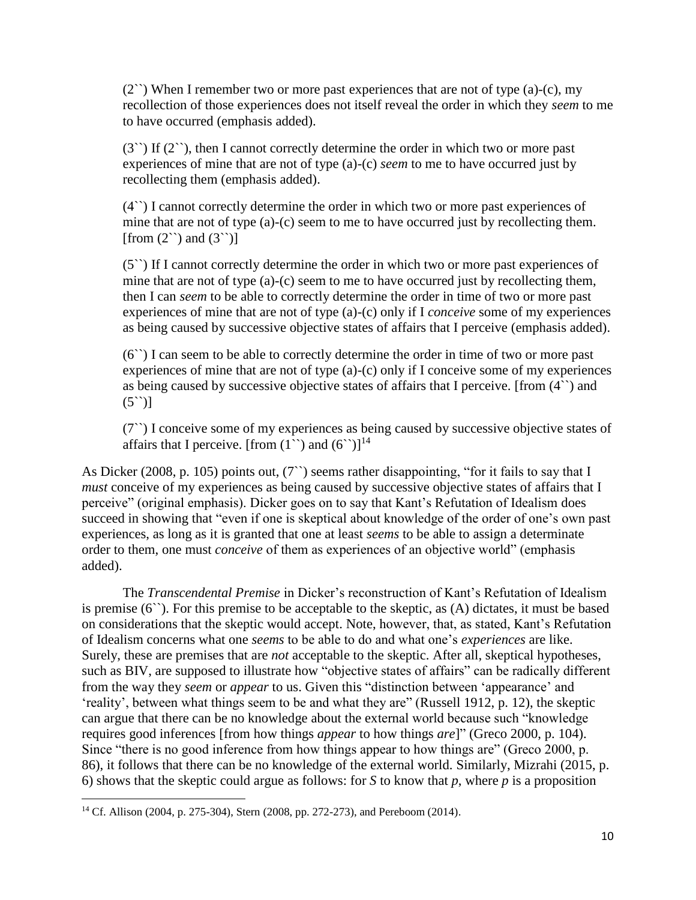(2``) When I remember two or more past experiences that are not of type (a)-(c), my recollection of those experiences does not itself reveal the order in which they *seem* to me to have occurred (emphasis added).

(3``) If (2``), then I cannot correctly determine the order in which two or more past experiences of mine that are not of type (a)-(c) *seem* to me to have occurred just by recollecting them (emphasis added).

(4``) I cannot correctly determine the order in which two or more past experiences of mine that are not of type (a)-(c) seem to me to have occurred just by recollecting them. [from (2``) and (3``)]

(5``) If I cannot correctly determine the order in which two or more past experiences of mine that are not of type (a)-(c) seem to me to have occurred just by recollecting them, then I can *seem* to be able to correctly determine the order in time of two or more past experiences of mine that are not of type (a)-(c) only if I *conceive* some of my experiences as being caused by successive objective states of affairs that I perceive (emphasis added).

(6``) I can seem to be able to correctly determine the order in time of two or more past experiences of mine that are not of type (a)-(c) only if I conceive some of my experiences as being caused by successive objective states of affairs that I perceive. [from (4``) and (5``)]

(7``) I conceive some of my experiences as being caused by successive objective states of affairs that I perceive. [from (1``) and (6``)][14]

As Dicker (2008, p. 105) points out, (7``) seems rather disappointing, "for it fails to say that I *must* conceive of my experiences as being caused by successive objective states of affairs that I perceive" (original emphasis). Dicker goes on to say that Kant's Refutation of Idealism does succeed in showing that "even if one is skeptical about knowledge of the order of one's own past experiences, as long as it is granted that one at least *seems* to be able to assign a determinate order to them, one must *conceive* of them as experiences of an objective world" (emphasis added).

The *Transcendental Premise* in Dicker's reconstruction of Kant's Refutation of Idealism is premise (6``). For this premise to be acceptable to the skeptic, as (A) dictates, it must be based on considerations that the skeptic would accept. Note, however, that, as stated, Kant's Refutation of Idealism concerns what one *seems* to be able to do and what one's *experiences* are like. Surely, these are premises that are *not* acceptable to the skeptic. After all, skeptical hypotheses, such as BIV, are supposed to illustrate how "objective states of affairs" can be radically different from the way they *seem* or *appear* to us. Given this "distinction between 'appearance' and 'reality', between what things seem to be and what they are" (Russell 1912, p. 12), the skeptic can argue that there can be no knowledge about the external world because such "knowledge requires good inferences [from how things *appear* to how things *are*]" (Greco 2000, p. 104). Since "there is no good inference from how things appear to how things are" (Greco 2000, p. 86), it follows that there can be no knowledge of the external world. Similarly, Mizrahi (2015, p. 6) shows that the skeptic could argue as follows: for *S* to know that *p*, where *p* is a proposition

[14] Cf. Allison (2004, p. 275-304), Stern (2008, pp. 272-273), and Pereboom (2014).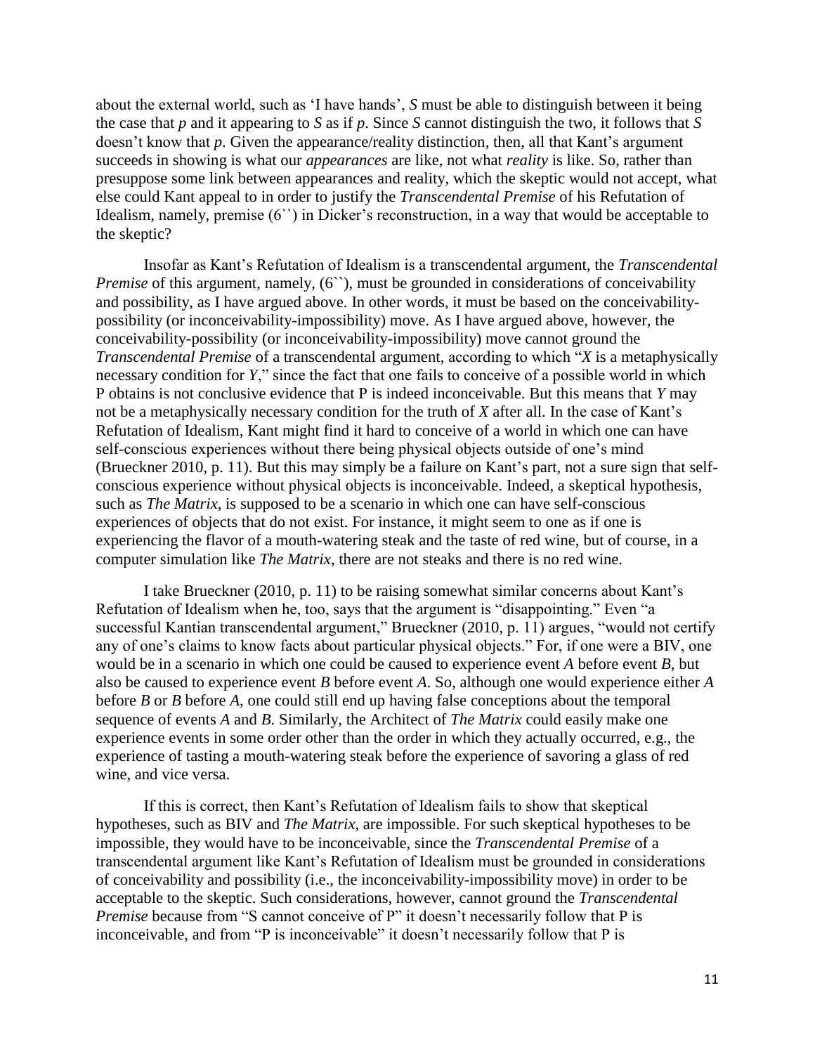about the external world, such as 'I have hands', *S* must be able to distinguish between it being the case that *p* and it appearing to *S* as if *p*. Since *S* cannot distinguish the two, it follows that *S* doesn't know that *p*. Given the appearance/reality distinction, then, all that Kant's argument succeeds in showing is what our *appearances* are like, not what *reality* is like. So, rather than presuppose some link between appearances and reality, which the skeptic would not accept, what else could Kant appeal to in order to justify the *Transcendental Premise* of his Refutation of Idealism, namely, premise (6``) in Dicker's reconstruction, in a way that would be acceptable to the skeptic?

Insofar as Kant's Refutation of Idealism is a transcendental argument, the *Transcendental Premise* of this argument, namely, (6``), must be grounded in considerations of conceivability and possibility, as I have argued above. In other words, it must be based on the conceivability-possibility (or inconceivability-impossibility) move. As I have argued above, however, the conceivability-possibility (or inconceivability-impossibility) move cannot ground the *Transcendental Premise* of a transcendental argument, according to which "*X* is a metaphysically necessary condition for *Y*," since the fact that one fails to conceive of a possible world in which P obtains is not conclusive evidence that P is indeed inconceivable. But this means that *Y* may not be a metaphysically necessary condition for the truth of *X* after all. In the case of Kant's Refutation of Idealism, Kant might find it hard to conceive of a world in which one can have self-conscious experiences without there being physical objects outside of one's mind (Brueckner 2010, p. 11). But this may simply be a failure on Kant's part, not a sure sign that self-conscious experience without physical objects is inconceivable. Indeed, a skeptical hypothesis, such as *The Matrix*, is supposed to be a scenario in which one can have self-conscious experiences of objects that do not exist. For instance, it might seem to one as if one is experiencing the flavor of a mouth-watering steak and the taste of red wine, but of course, in a computer simulation like *The Matrix*, there are not steaks and there is no red wine.

I take Brueckner (2010, p. 11) to be raising somewhat similar concerns about Kant's Refutation of Idealism when he, too, says that the argument is "disappointing." Even "a successful Kantian transcendental argument," Brueckner (2010, p. 11) argues, "would not certify any of one's claims to know facts about particular physical objects." For, if one were a BIV, one would be in a scenario in which one could be caused to experience event *A* before event *B*, but also be caused to experience event *B* before event *A*. So, although one would experience either *A* before *B* or *B* before *A*, one could still end up having false conceptions about the temporal sequence of events *A* and *B*. Similarly, the Architect of *The Matrix* could easily make one experience events in some order other than the order in which they actually occurred, e.g., the experience of tasting a mouth-watering steak before the experience of savoring a glass of red wine, and vice versa.

If this is correct, then Kant's Refutation of Idealism fails to show that skeptical hypotheses, such as BIV and *The Matrix*, are impossible. For such skeptical hypotheses to be impossible, they would have to be inconceivable, since the *Transcendental Premise* of a transcendental argument like Kant's Refutation of Idealism must be grounded in considerations of conceivability and possibility (i.e., the inconceivability-impossibility move) in order to be acceptable to the skeptic. Such considerations, however, cannot ground the *Transcendental Premise* because from "S cannot conceive of P" it doesn't necessarily follow that P is inconceivable, and from "P is inconceivable" it doesn't necessarily follow that P is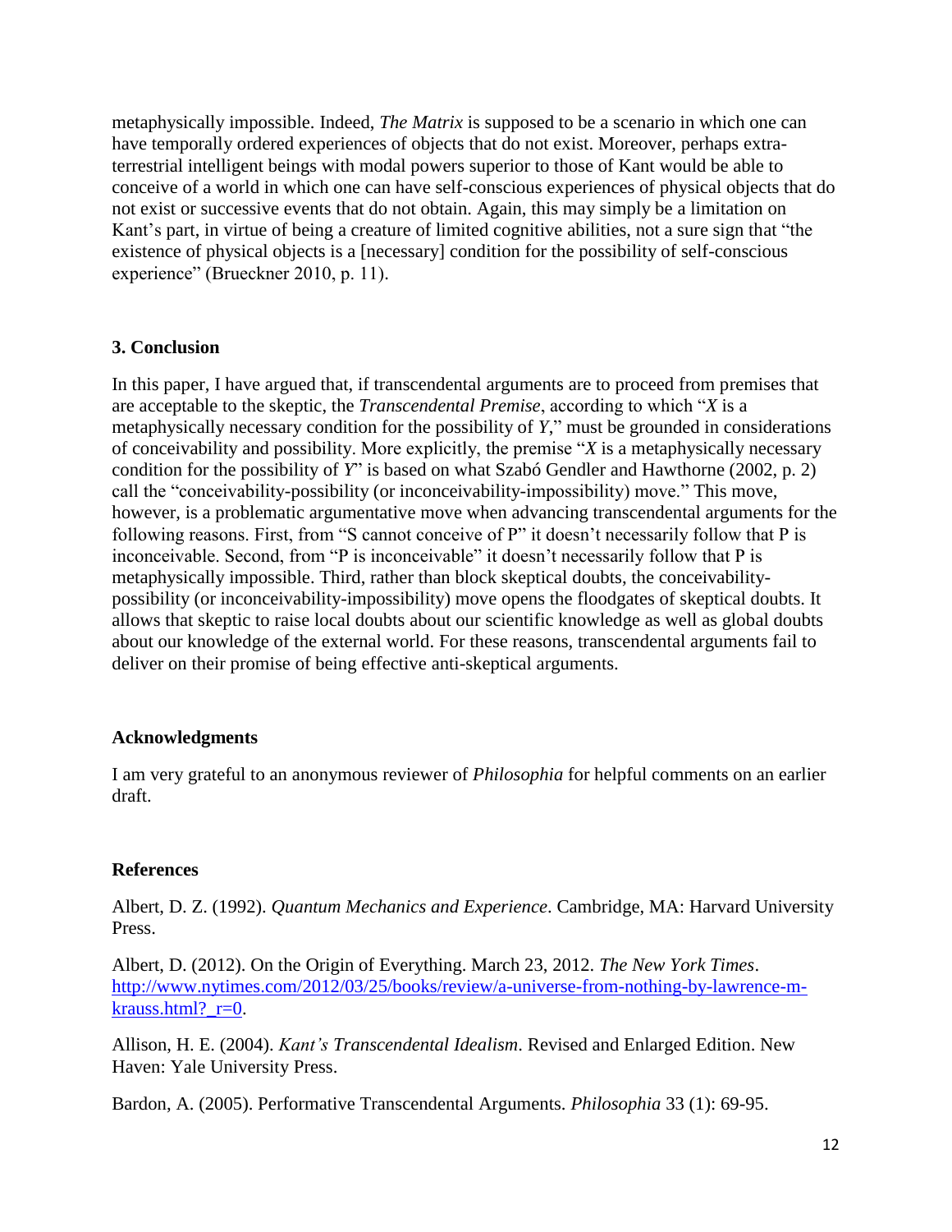metaphysically impossible. Indeed, *The Matrix* is supposed to be a scenario in which one can have temporally ordered experiences of objects that do not exist. Moreover, perhaps extra-terrestrial intelligent beings with modal powers superior to those of Kant would be able to conceive of a world in which one can have self-conscious experiences of physical objects that do not exist or successive events that do not obtain. Again, this may simply be a limitation on Kant's part, in virtue of being a creature of limited cognitive abilities, not a sure sign that "the existence of physical objects is a [necessary] condition for the possibility of self-conscious experience" (Brueckner 2010, p. 11).

## 3. Conclusion

In this paper, I have argued that, if transcendental arguments are to proceed from premises that are acceptable to the skeptic, the *Transcendental Premise*, according to which "*X* is a metaphysically necessary condition for the possibility of *Y*," must be grounded in considerations of conceivability and possibility. More explicitly, the premise "*X* is a metaphysically necessary condition for the possibility of *Y*" is based on what Szabó Gendler and Hawthorne (2002, p. 2) call the "conceivability-possibility (or inconceivability-impossibility) move." This move, however, is a problematic argumentative move when advancing transcendental arguments for the following reasons. First, from "S cannot conceive of P" it doesn't necessarily follow that P is inconceivable. Second, from "P is inconceivable" it doesn't necessarily follow that P is metaphysically impossible. Third, rather than block skeptical doubts, the conceivability-possibility (or inconceivability-impossibility) move opens the floodgates of skeptical doubts. It allows that skeptic to raise local doubts about our scientific knowledge as well as global doubts about our knowledge of the external world. For these reasons, transcendental arguments fail to deliver on their promise of being effective anti-skeptical arguments.

## Acknowledgments

I am very grateful to an anonymous reviewer of *Philosophia* for helpful comments on an earlier draft.

## References

Albert, D. Z. (1992). *Quantum Mechanics and Experience*. Cambridge, MA: Harvard University Press.

Albert, D. (2012). On the Origin of Everything. March 23, 2012. *The New York Times*. http://www.nytimes.com/2012/03/25/books/review/a-universe-from-nothing-by-lawrence-m-krauss.html?_r=0.

Allison, H. E. (2004). *Kant's Transcendental Idealism*. Revised and Enlarged Edition. New Haven: Yale University Press.

Bardon, A. (2005). Performative Transcendental Arguments. *Philosophia* 33 (1): 69-95.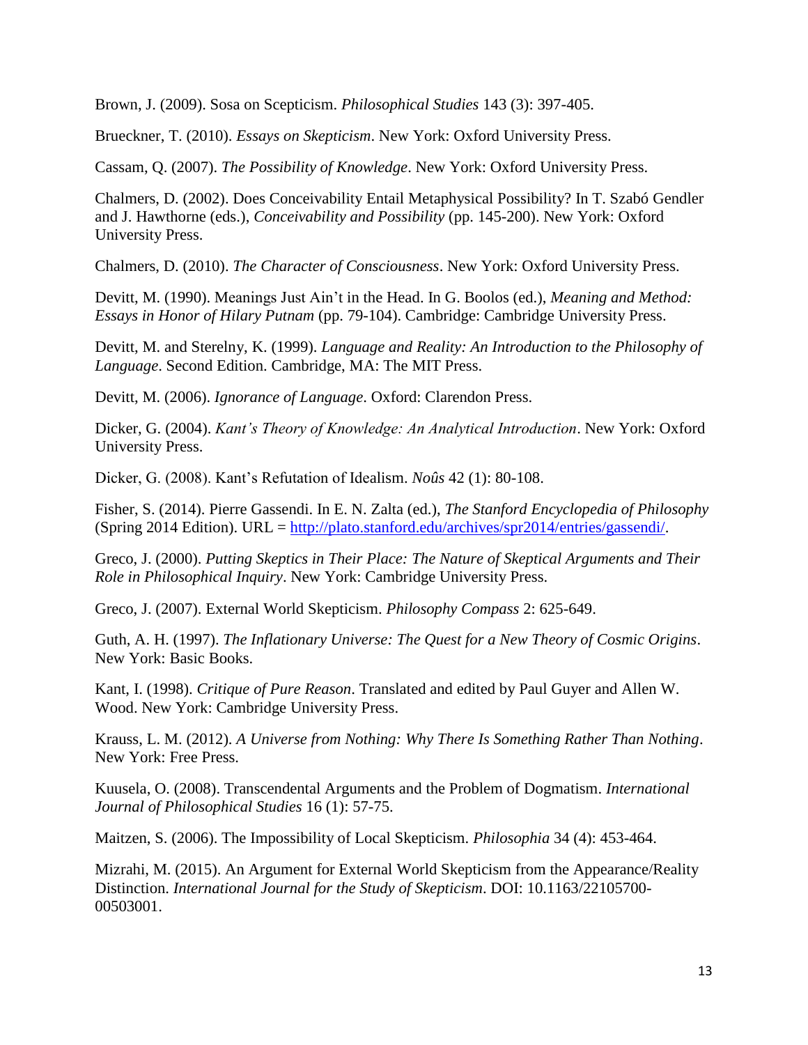Brown, J. (2009). Sosa on Scepticism. *Philosophical Studies* 143 (3): 397-405.

Brueckner, T. (2010). *Essays on Skepticism*. New York: Oxford University Press.

Cassam, Q. (2007). *The Possibility of Knowledge*. New York: Oxford University Press.

Chalmers, D. (2002). Does Conceivability Entail Metaphysical Possibility? In T. Szabó Gendler and J. Hawthorne (eds.), *Conceivability and Possibility* (pp. 145-200). New York: Oxford University Press.

Chalmers, D. (2010). *The Character of Consciousness*. New York: Oxford University Press.

Devitt, M. (1990). Meanings Just Ain't in the Head. In G. Boolos (ed.), *Meaning and Method: Essays in Honor of Hilary Putnam* (pp. 79-104). Cambridge: Cambridge University Press.

Devitt, M. and Sterelny, K. (1999). *Language and Reality: An Introduction to the Philosophy of Language*. Second Edition. Cambridge, MA: The MIT Press.

Devitt, M. (2006). *Ignorance of Language*. Oxford: Clarendon Press.

Dicker, G. (2004). *Kant's Theory of Knowledge: An Analytical Introduction*. New York: Oxford University Press.

Dicker, G. (2008). Kant's Refutation of Idealism. *Noûs* 42 (1): 80-108.

Fisher, S. (2014). Pierre Gassendi. In E. N. Zalta (ed.), *The Stanford Encyclopedia of Philosophy* (Spring 2014 Edition). URL = http://plato.stanford.edu/archives/spr2014/entries/gassendi/.

Greco, J. (2000). *Putting Skeptics in Their Place: The Nature of Skeptical Arguments and Their Role in Philosophical Inquiry*. New York: Cambridge University Press.

Greco, J. (2007). External World Skepticism. *Philosophy Compass* 2: 625-649.

Guth, A. H. (1997). *The Inflationary Universe: The Quest for a New Theory of Cosmic Origins*. New York: Basic Books.

Kant, I. (1998). *Critique of Pure Reason*. Translated and edited by Paul Guyer and Allen W. Wood. New York: Cambridge University Press.

Krauss, L. M. (2012). *A Universe from Nothing: Why There Is Something Rather Than Nothing*. New York: Free Press.

Kuusela, O. (2008). Transcendental Arguments and the Problem of Dogmatism. *International Journal of Philosophical Studies* 16 (1): 57-75.

Maitzen, S. (2006). The Impossibility of Local Skepticism. *Philosophia* 34 (4): 453-464.

Mizrahi, M. (2015). An Argument for External World Skepticism from the Appearance/Reality Distinction. *International Journal for the Study of Skepticism*. DOI: 10.1163/22105700-00503001.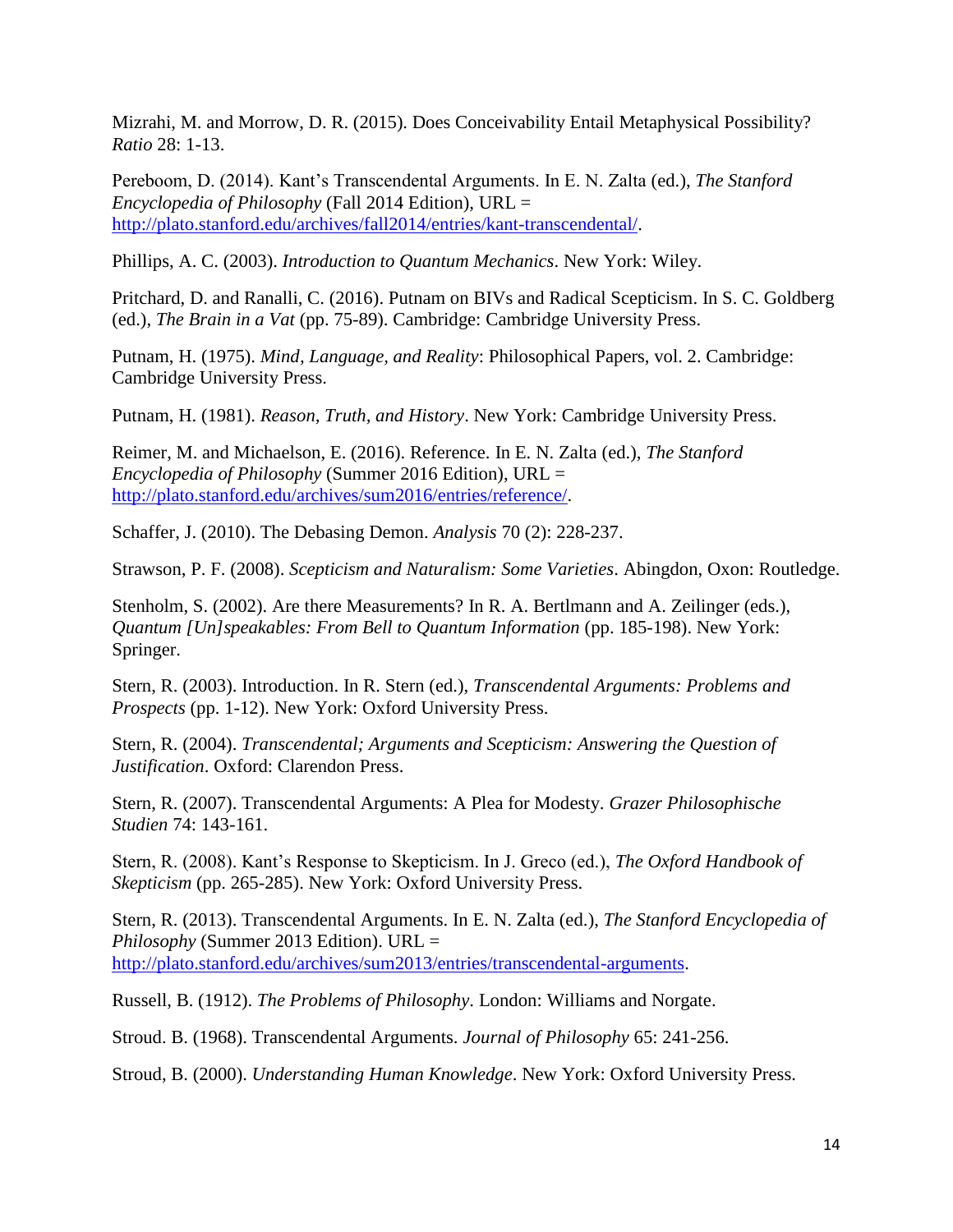Mizrahi, M. and Morrow, D. R. (2015). Does Conceivability Entail Metaphysical Possibility? *Ratio* 28: 1-13.

Pereboom, D. (2014). Kant's Transcendental Arguments. In E. N. Zalta (ed.), *The Stanford Encyclopedia of Philosophy* (Fall 2014 Edition), URL = http://plato.stanford.edu/archives/fall2014/entries/kant-transcendental/.

Phillips, A. C. (2003). *Introduction to Quantum Mechanics*. New York: Wiley.

Pritchard, D. and Ranalli, C. (2016). Putnam on BIVs and Radical Scepticism. In S. C. Goldberg (ed.), *The Brain in a Vat* (pp. 75-89). Cambridge: Cambridge University Press.

Putnam, H. (1975). *Mind, Language, and Reality*: Philosophical Papers, vol. 2. Cambridge: Cambridge University Press.

Putnam, H. (1981). *Reason, Truth, and History*. New York: Cambridge University Press.

Reimer, M. and Michaelson, E. (2016). Reference. In E. N. Zalta (ed.), *The Stanford Encyclopedia of Philosophy* (Summer 2016 Edition), URL = http://plato.stanford.edu/archives/sum2016/entries/reference/.

Schaffer, J. (2010). The Debasing Demon. *Analysis* 70 (2): 228-237.

Strawson, P. F. (2008). *Scepticism and Naturalism: Some Varieties*. Abingdon, Oxon: Routledge.

Stenholm, S. (2002). Are there Measurements? In R. A. Bertlmann and A. Zeilinger (eds.), *Quantum [Un]speakables: From Bell to Quantum Information* (pp. 185-198). New York: Springer.

Stern, R. (2003). Introduction. In R. Stern (ed.), *Transcendental Arguments: Problems and Prospects* (pp. 1-12). New York: Oxford University Press.

Stern, R. (2004). *Transcendental; Arguments and Scepticism: Answering the Question of Justification*. Oxford: Clarendon Press.

Stern, R. (2007). Transcendental Arguments: A Plea for Modesty. *Grazer Philosophische Studien* 74: 143-161.

Stern, R. (2008). Kant's Response to Skepticism. In J. Greco (ed.), *The Oxford Handbook of Skepticism* (pp. 265-285). New York: Oxford University Press.

Stern, R. (2013). Transcendental Arguments. In E. N. Zalta (ed.), *The Stanford Encyclopedia of Philosophy* (Summer 2013 Edition). URL = http://plato.stanford.edu/archives/sum2013/entries/transcendental-arguments.

Russell, B. (1912). *The Problems of Philosophy*. London: Williams and Norgate.

Stroud. B. (1968). Transcendental Arguments. *Journal of Philosophy* 65: 241-256.

Stroud, B. (2000). *Understanding Human Knowledge*. New York: Oxford University Press.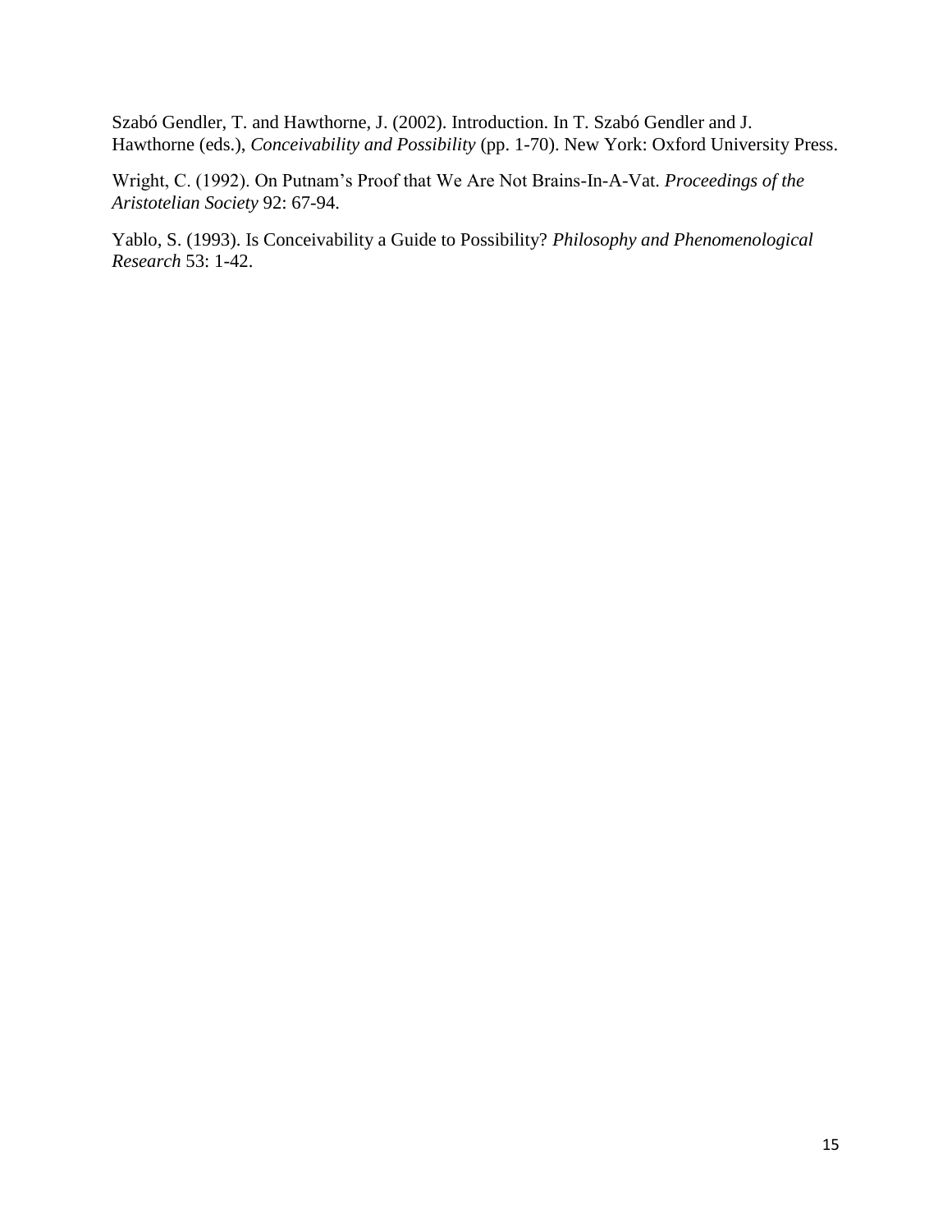Szabó Gendler, T. and Hawthorne, J. (2002). Introduction. In T. Szabó Gendler and J. Hawthorne (eds.), *Conceivability and Possibility* (pp. 1-70). New York: Oxford University Press.

Wright, C. (1992). On Putnam's Proof that We Are Not Brains-In-A-Vat. *Proceedings of the Aristotelian Society* 92: 67-94.

Yablo, S. (1993). Is Conceivability a Guide to Possibility? *Philosophy and Phenomenological Research* 53: 1-42.